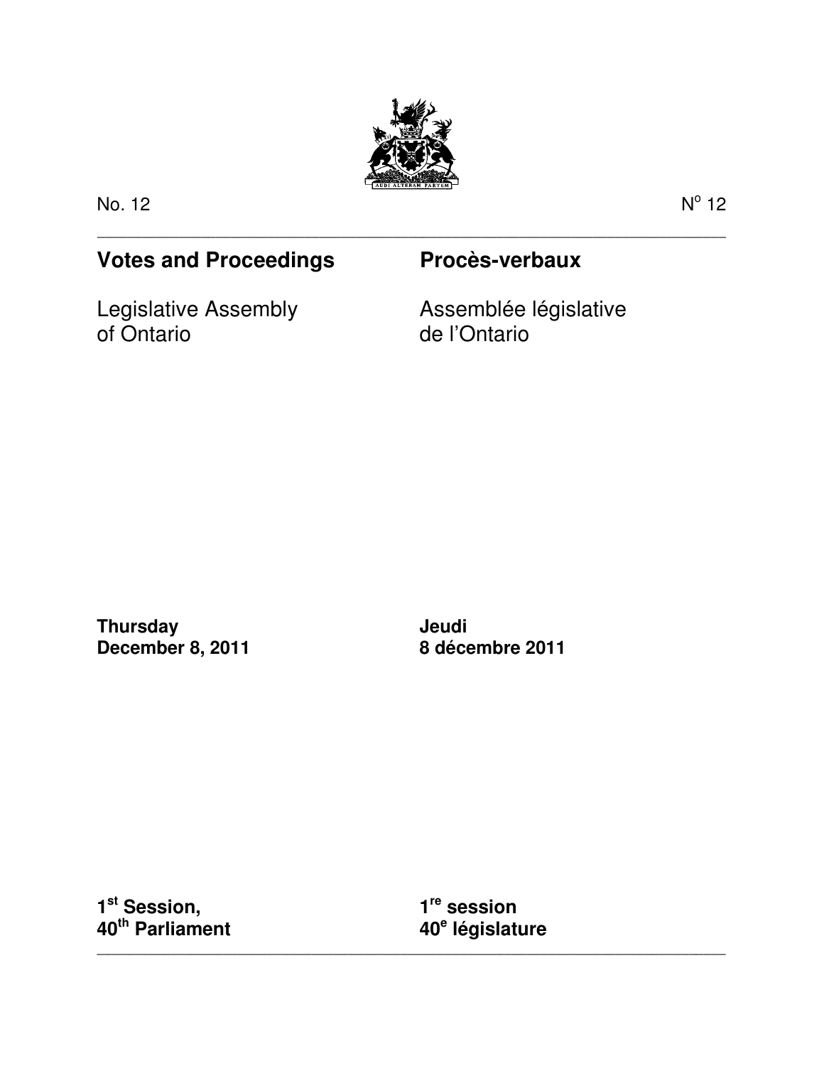No. 12

Nº 12

# Votes and Proceedings

Legislative Assembly of Ontario

# Procès-verbaux

Assemblée législative de l'Ontario

**Thursday**
**December 8, 2011**

**Jeudi**
**8 décembre 2011**

**1st Session,**
**40th Parliament**

**1re session**
**40e législature**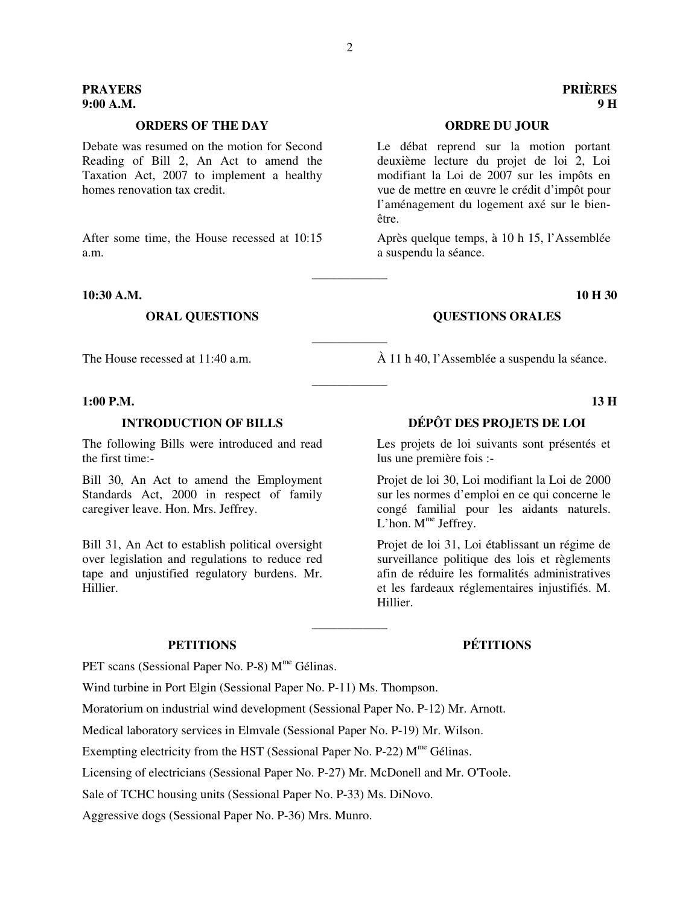**PRAYERS**
**9:00 A.M.**

**PRIÈRES**
**9 H**

## ORDERS OF THE DAY

Debate was resumed on the motion for Second Reading of Bill 2, An Act to amend the Taxation Act, 2007 to implement a healthy homes renovation tax credit.

After some time, the House recessed at 10:15 a.m.

## ORDRE DU JOUR

Le débat reprend sur la motion portant deuxième lecture du projet de loi 2, Loi modifiant la Loi de 2007 sur les impôts en vue de mettre en œuvre le crédit d'impôt pour l'aménagement du logement axé sur le bien-être.

Après quelque temps, à 10 h 15, l'Assemblée a suspendu la séance.

---

**10:30 A.M.**

**10 H 30**

## ORAL QUESTIONS

## QUESTIONS ORALES

---

The House recessed at 11:40 a.m.

À 11 h 40, l'Assemblée a suspendu la séance.

---

**1:00 P.M.**

**13 H**

## INTRODUCTION OF BILLS

The following Bills were introduced and read the first time:-

Bill 30, An Act to amend the Employment Standards Act, 2000 in respect of family caregiver leave. Hon. Mrs. Jeffrey.

Bill 31, An Act to establish political oversight over legislation and regulations to reduce red tape and unjustified regulatory burdens. Mr. Hillier.

## DÉPÔT DES PROJETS DE LOI

Les projets de loi suivants sont présentés et lus une première fois :-

Projet de loi 30, Loi modifiant la Loi de 2000 sur les normes d'emploi en ce qui concerne le congé familial pour les aidants naturels. L'hon. M^me^ Jeffrey.

Projet de loi 31, Loi établissant un régime de surveillance politique des lois et règlements afin de réduire les formalités administratives et les fardeaux réglementaires injustifiés. M. Hillier.

---

## PETITIONS

## PÉTITIONS

PET scans (Sessional Paper No. P-8) M^me^ Gélinas.

Wind turbine in Port Elgin (Sessional Paper No. P-11) Ms. Thompson.

Moratorium on industrial wind development (Sessional Paper No. P-12) Mr. Arnott.

Medical laboratory services in Elmvale (Sessional Paper No. P-19) Mr. Wilson.

Exempting electricity from the HST (Sessional Paper No. P-22) M^me^ Gélinas.

Licensing of electricians (Sessional Paper No. P-27) Mr. McDonell and Mr. O'Toole.

Sale of TCHC housing units (Sessional Paper No. P-33) Ms. DiNovo.

Aggressive dogs (Sessional Paper No. P-36) Mrs. Munro.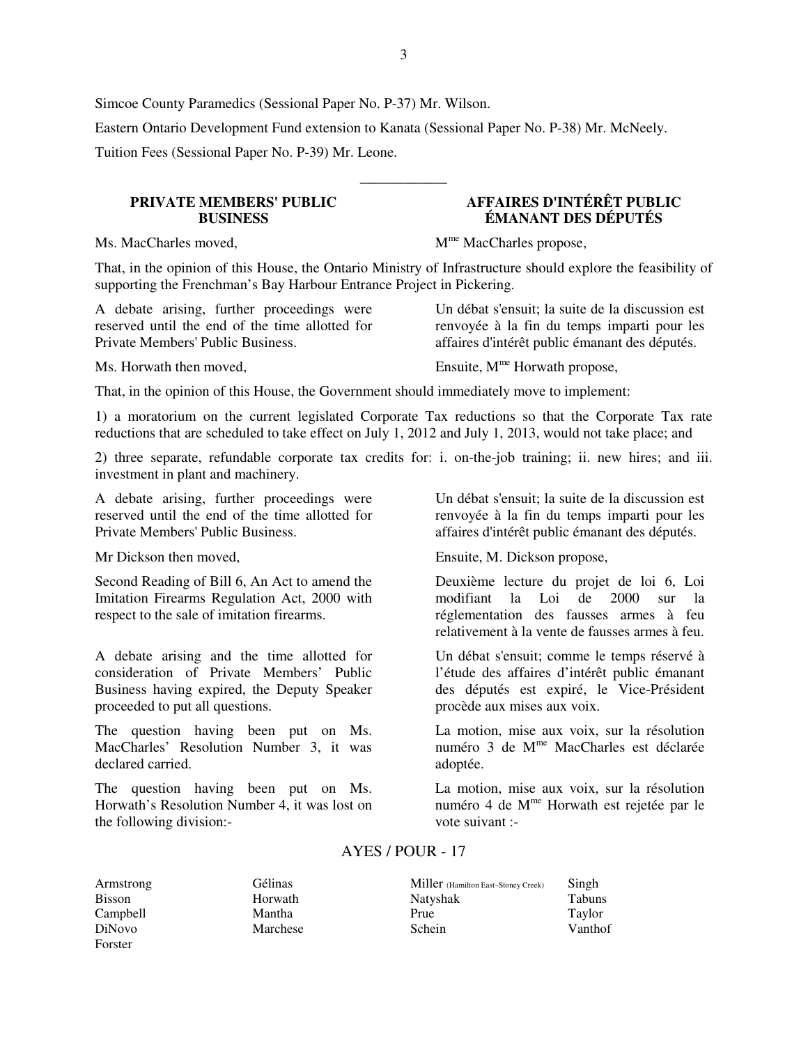Simcoe County Paramedics (Sessional Paper No. P-37) Mr. Wilson.

Eastern Ontario Development Fund extension to Kanata (Sessional Paper No. P-38) Mr. McNeely.

Tuition Fees (Sessional Paper No. P-39) Mr. Leone.

---

## PRIVATE MEMBERS' PUBLIC BUSINESS

## AFFAIRES D'INTÉRÊT PUBLIC ÉMANANT DES DÉPUTÉS

Ms. MacCharles moved,

M[me] MacCharles propose,

That, in the opinion of this House, the Ontario Ministry of Infrastructure should explore the feasibility of supporting the Frenchman's Bay Harbour Entrance Project in Pickering.

A debate arising, further proceedings were reserved until the end of the time allotted for Private Members' Public Business.

Un débat s'ensuit; la suite de la discussion est renvoyée à la fin du temps imparti pour les affaires d'intérêt public émanant des députés.

Ms. Horwath then moved,

Ensuite, M[me] Horwath propose,

That, in the opinion of this House, the Government should immediately move to implement:

1) a moratorium on the current legislated Corporate Tax reductions so that the Corporate Tax rate reductions that are scheduled to take effect on July 1, 2012 and July 1, 2013, would not take place; and

2) three separate, refundable corporate tax credits for: i. on-the-job training; ii. new hires; and iii. investment in plant and machinery.

A debate arising, further proceedings were reserved until the end of the time allotted for Private Members' Public Business.

Un débat s'ensuit; la suite de la discussion est renvoyée à la fin du temps imparti pour les affaires d'intérêt public émanant des députés.

Mr Dickson then moved,

Ensuite, M. Dickson propose,

Second Reading of Bill 6, An Act to amend the Imitation Firearms Regulation Act, 2000 with respect to the sale of imitation firearms.

Deuxième lecture du projet de loi 6, Loi modifiant la Loi de 2000 sur la réglementation des fausses armes à feu relativement à la vente de fausses armes à feu.

A debate arising and the time allotted for consideration of Private Members' Public Business having expired, the Deputy Speaker proceeded to put all questions.

Un débat s'ensuit; comme le temps réservé à l'étude des affaires d'intérêt public émanant des députés est expiré, le Vice-Président procède aux mises aux voix.

The question having been put on Ms. MacCharles' Resolution Number 3, it was declared carried.

La motion, mise aux voix, sur la résolution numéro 3 de M[me] MacCharles est déclarée adoptée.

The question having been put on Ms. Horwath's Resolution Number 4, it was lost on the following division:-

La motion, mise aux voix, sur la résolution numéro 4 de M[me] Horwath est rejetée par le vote suivant :-

AYES / POUR - 17

| | | | |
|---|---|---|---|
| Armstrong | Gélinas | Miller (Hamilton East–Stoney Creek) | Singh |
| Bisson | Horwath | Natyshak | Tabuns |
| Campbell | Mantha | Prue | Taylor |
| DiNovo | Marchese | Schein | Vanthof |
| Forster | | | |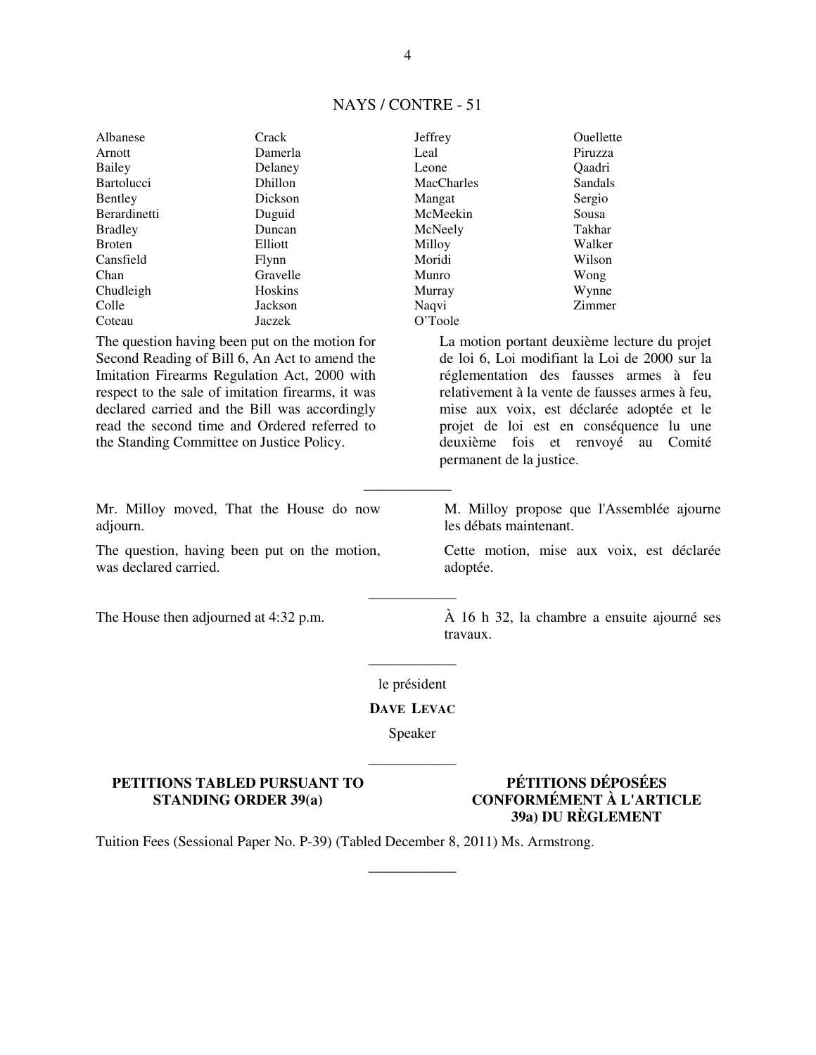## NAYS / CONTRE - 51

| | | | |
|---|---|---|---|
| Albanese | Crack | Jeffrey | Ouellette |
| Arnott | Damerla | Leal | Piruzza |
| Bailey | Delaney | Leone | Qaadri |
| Bartolucci | Dhillon | MacCharles | Sandals |
| Bentley | Dickson | Mangat | Sergio |
| Berardinetti | Duguid | McMeekin | Sousa |
| Bradley | Duncan | McNeely | Takhar |
| Broten | Elliott | Milloy | Walker |
| Cansfield | Flynn | Moridi | Wilson |
| Chan | Gravelle | Munro | Wong |
| Chudleigh | Hoskins | Murray | Wynne |
| Colle | Jackson | Naqvi | Zimmer |
| Coteau | Jaczek | O'Toole | |

The question having been put on the motion for Second Reading of Bill 6, An Act to amend the Imitation Firearms Regulation Act, 2000 with respect to the sale of imitation firearms, it was declared carried and the Bill was accordingly read the second time and Ordered referred to the Standing Committee on Justice Policy.

La motion portant deuxième lecture du projet de loi 6, Loi modifiant la Loi de 2000 sur la réglementation des fausses armes à feu relativement à la vente de fausses armes à feu, mise aux voix, est déclarée adoptée et le projet de loi est en conséquence lu une deuxième fois et renvoyé au Comité permanent de la justice.

---

Mr. Milloy moved, That the House do now adjourn.

M. Milloy propose que l'Assemblée ajourne les débats maintenant.

The question, having been put on the motion, was declared carried.

Cette motion, mise aux voix, est déclarée adoptée.

---

The House then adjourned at 4:32 p.m.

À 16 h 32, la chambre a ensuite ajourné ses travaux.

---

le président

**DAVE LEVAC**

Speaker

---

### PETITIONS TABLED PURSUANT TO STANDING ORDER 39(a)

### PÉTITIONS DÉPOSÉES CONFORMÉMENT À L'ARTICLE 39a) DU RÈGLEMENT

Tuition Fees (Sessional Paper No. P-39) (Tabled December 8, 2011) Ms. Armstrong.

---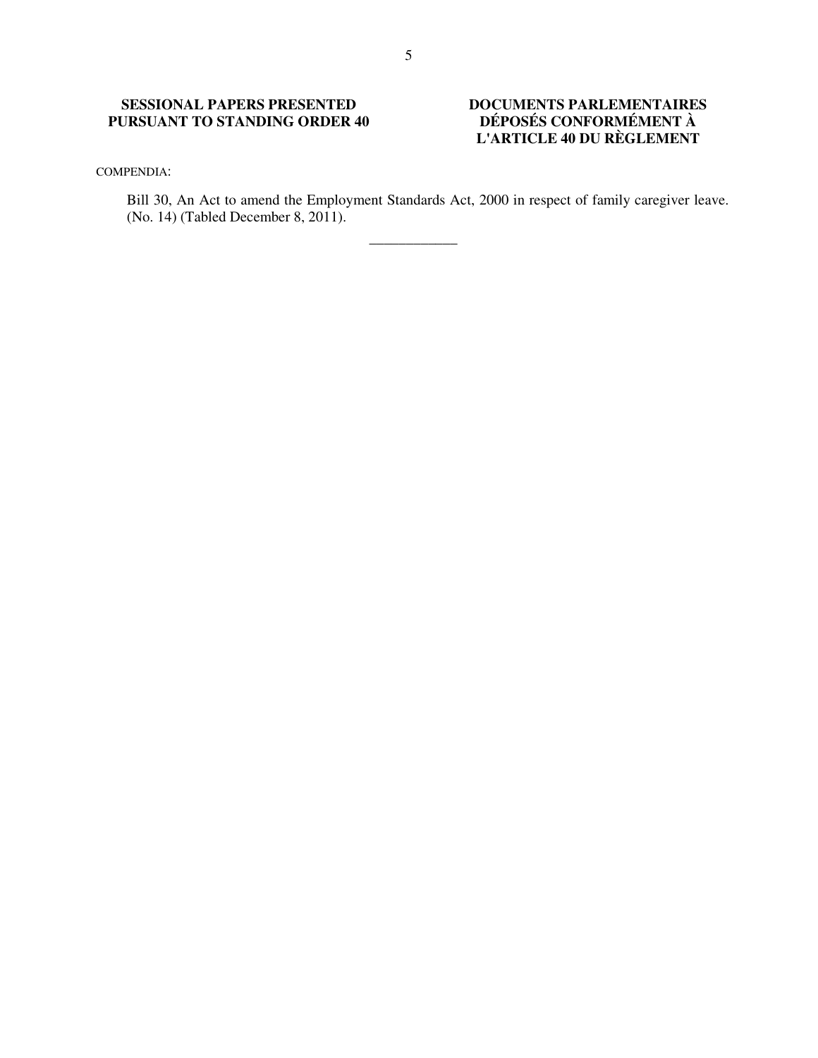## SESSIONAL PAPERS PRESENTED PURSUANT TO STANDING ORDER 40

## DOCUMENTS PARLEMENTAIRES DÉPOSÉS CONFORMÉMENT À L'ARTICLE 40 DU RÈGLEMENT

COMPENDIA:

Bill 30, An Act to amend the Employment Standards Act, 2000 in respect of family caregiver leave. (No. 14) (Tabled December 8, 2011).

\_\_\_\_\_\_\_\_\_\_\_\_